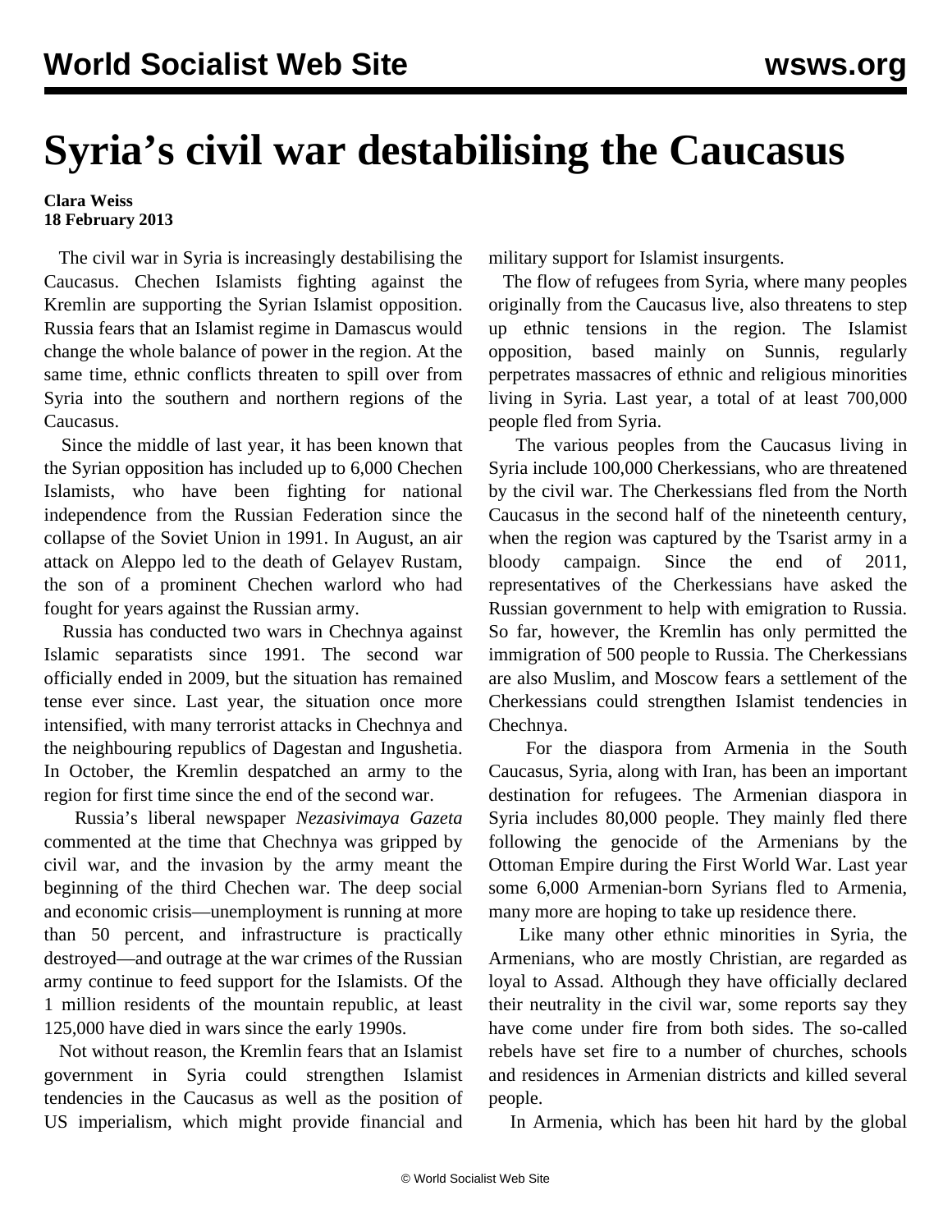# Syria's civil war destabilising the Caucasus

**Clara Weiss**
**18 February 2013**

The civil war in Syria is increasingly destabilising the Caucasus. Chechen Islamists fighting against the Kremlin are supporting the Syrian Islamist opposition. Russia fears that an Islamist regime in Damascus would change the whole balance of power in the region. At the same time, ethnic conflicts threaten to spill over from Syria into the southern and northern regions of the Caucasus.

Since the middle of last year, it has been known that the Syrian opposition has included up to 6,000 Chechen Islamists, who have been fighting for national independence from the Russian Federation since the collapse of the Soviet Union in 1991. In August, an air attack on Aleppo led to the death of Gelayev Rustam, the son of a prominent Chechen warlord who had fought for years against the Russian army.

Russia has conducted two wars in Chechnya against Islamic separatists since 1991. The second war officially ended in 2009, but the situation has remained tense ever since. Last year, the situation once more intensified, with many terrorist attacks in Chechnya and the neighbouring republics of Dagestan and Ingushetia. In October, the Kremlin despatched an army to the region for first time since the end of the second war.

Russia's liberal newspaper *Nezasivimaya Gazeta* commented at the time that Chechnya was gripped by civil war, and the invasion by the army meant the beginning of the third Chechen war. The deep social and economic crisis—unemployment is running at more than 50 percent, and infrastructure is practically destroyed—and outrage at the war crimes of the Russian army continue to feed support for the Islamists. Of the 1 million residents of the mountain republic, at least 125,000 have died in wars since the early 1990s.

Not without reason, the Kremlin fears that an Islamist government in Syria could strengthen Islamist tendencies in the Caucasus as well as the position of US imperialism, which might provide financial and military support for Islamist insurgents.

The flow of refugees from Syria, where many peoples originally from the Caucasus live, also threatens to step up ethnic tensions in the region. The Islamist opposition, based mainly on Sunnis, regularly perpetrates massacres of ethnic and religious minorities living in Syria. Last year, a total of at least 700,000 people fled from Syria.

The various peoples from the Caucasus living in Syria include 100,000 Cherkessians, who are threatened by the civil war. The Cherkessians fled from the North Caucasus in the second half of the nineteenth century, when the region was captured by the Tsarist army in a bloody campaign. Since the end of 2011, representatives of the Cherkessians have asked the Russian government to help with emigration to Russia. So far, however, the Kremlin has only permitted the immigration of 500 people to Russia. The Cherkessians are also Muslim, and Moscow fears a settlement of the Cherkessians could strengthen Islamist tendencies in Chechnya.

For the diaspora from Armenia in the South Caucasus, Syria, along with Iran, has been an important destination for refugees. The Armenian diaspora in Syria includes 80,000 people. They mainly fled there following the genocide of the Armenians by the Ottoman Empire during the First World War. Last year some 6,000 Armenian-born Syrians fled to Armenia, many more are hoping to take up residence there.

Like many other ethnic minorities in Syria, the Armenians, who are mostly Christian, are regarded as loyal to Assad. Although they have officially declared their neutrality in the civil war, some reports say they have come under fire from both sides. The so-called rebels have set fire to a number of churches, schools and residences in Armenian districts and killed several people.

In Armenia, which has been hit hard by the global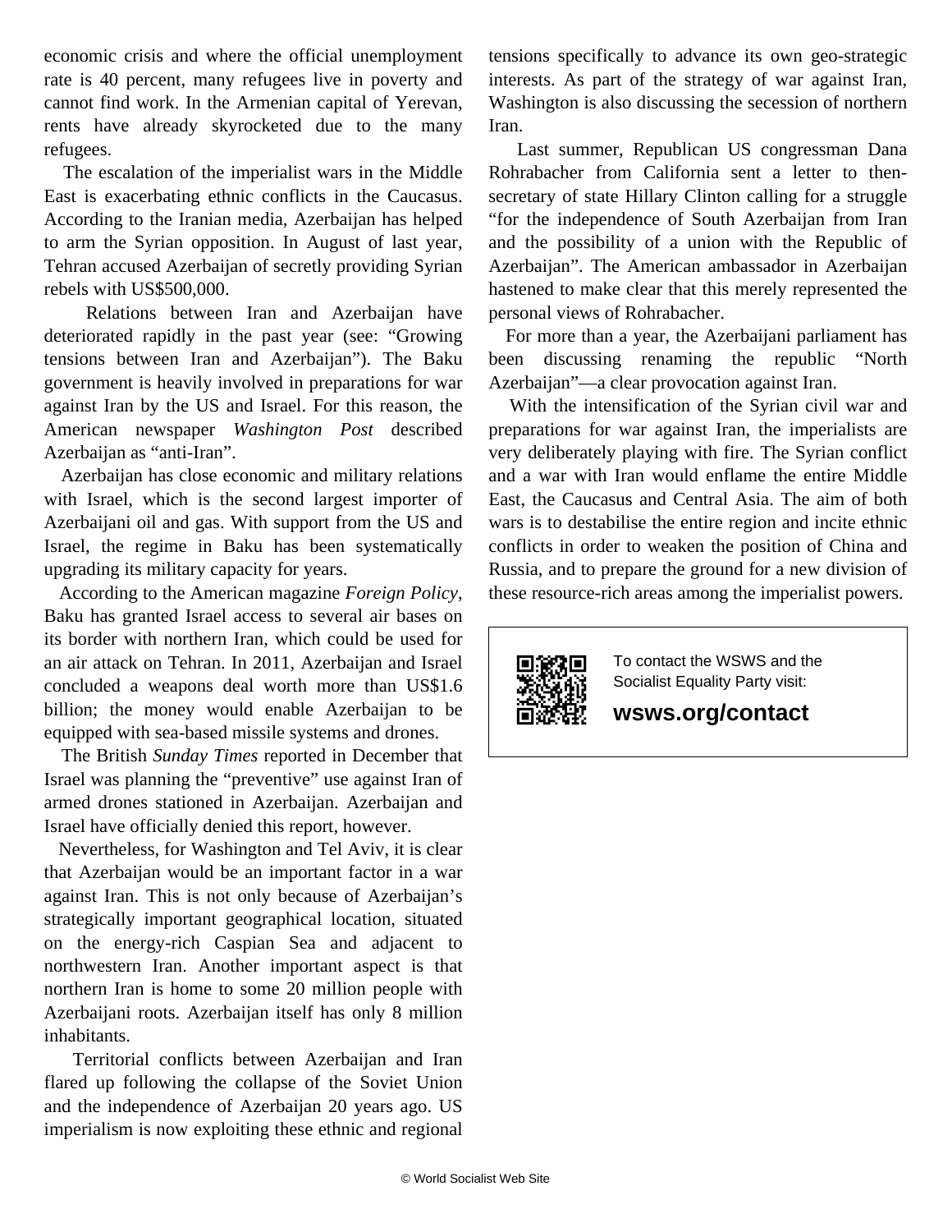economic crisis and where the official unemployment rate is 40 percent, many refugees live in poverty and cannot find work. In the Armenian capital of Yerevan, rents have already skyrocketed due to the many refugees.

The escalation of the imperialist wars in the Middle East is exacerbating ethnic conflicts in the Caucasus. According to the Iranian media, Azerbaijan has helped to arm the Syrian opposition. In August of last year, Tehran accused Azerbaijan of secretly providing Syrian rebels with US$500,000.

Relations between Iran and Azerbaijan have deteriorated rapidly in the past year (see: "Growing tensions between Iran and Azerbaijan"). The Baku government is heavily involved in preparations for war against Iran by the US and Israel. For this reason, the American newspaper *Washington Post* described Azerbaijan as "anti-Iran".

Azerbaijan has close economic and military relations with Israel, which is the second largest importer of Azerbaijani oil and gas. With support from the US and Israel, the regime in Baku has been systematically upgrading its military capacity for years.

According to the American magazine *Foreign Policy*, Baku has granted Israel access to several air bases on its border with northern Iran, which could be used for an air attack on Tehran. In 2011, Azerbaijan and Israel concluded a weapons deal worth more than US$1.6 billion; the money would enable Azerbaijan to be equipped with sea-based missile systems and drones.

The British *Sunday Times* reported in December that Israel was planning the "preventive" use against Iran of armed drones stationed in Azerbaijan. Azerbaijan and Israel have officially denied this report, however.

Nevertheless, for Washington and Tel Aviv, it is clear that Azerbaijan would be an important factor in a war against Iran. This is not only because of Azerbaijan's strategically important geographical location, situated on the energy-rich Caspian Sea and adjacent to northwestern Iran. Another important aspect is that northern Iran is home to some 20 million people with Azerbaijani roots. Azerbaijan itself has only 8 million inhabitants.

Territorial conflicts between Azerbaijan and Iran flared up following the collapse of the Soviet Union and the independence of Azerbaijan 20 years ago. US imperialism is now exploiting these ethnic and regional tensions specifically to advance its own geo-strategic interests. As part of the strategy of war against Iran, Washington is also discussing the secession of northern Iran.

Last summer, Republican US congressman Dana Rohrabacher from California sent a letter to then-secretary of state Hillary Clinton calling for a struggle "for the independence of South Azerbaijan from Iran and the possibility of a union with the Republic of Azerbaijan". The American ambassador in Azerbaijan hastened to make clear that this merely represented the personal views of Rohrabacher.

For more than a year, the Azerbaijani parliament has been discussing renaming the republic "North Azerbaijan"—a clear provocation against Iran.

With the intensification of the Syrian civil war and preparations for war against Iran, the imperialists are very deliberately playing with fire. The Syrian conflict and a war with Iran would enflame the entire Middle East, the Caucasus and Central Asia. The aim of both wars is to destabilise the entire region and incite ethnic conflicts in order to weaken the position of China and Russia, and to prepare the ground for a new division of these resource-rich areas among the imperialist powers.

To contact the WSWS and the Socialist Equality Party visit:

**wsws.org/contact**